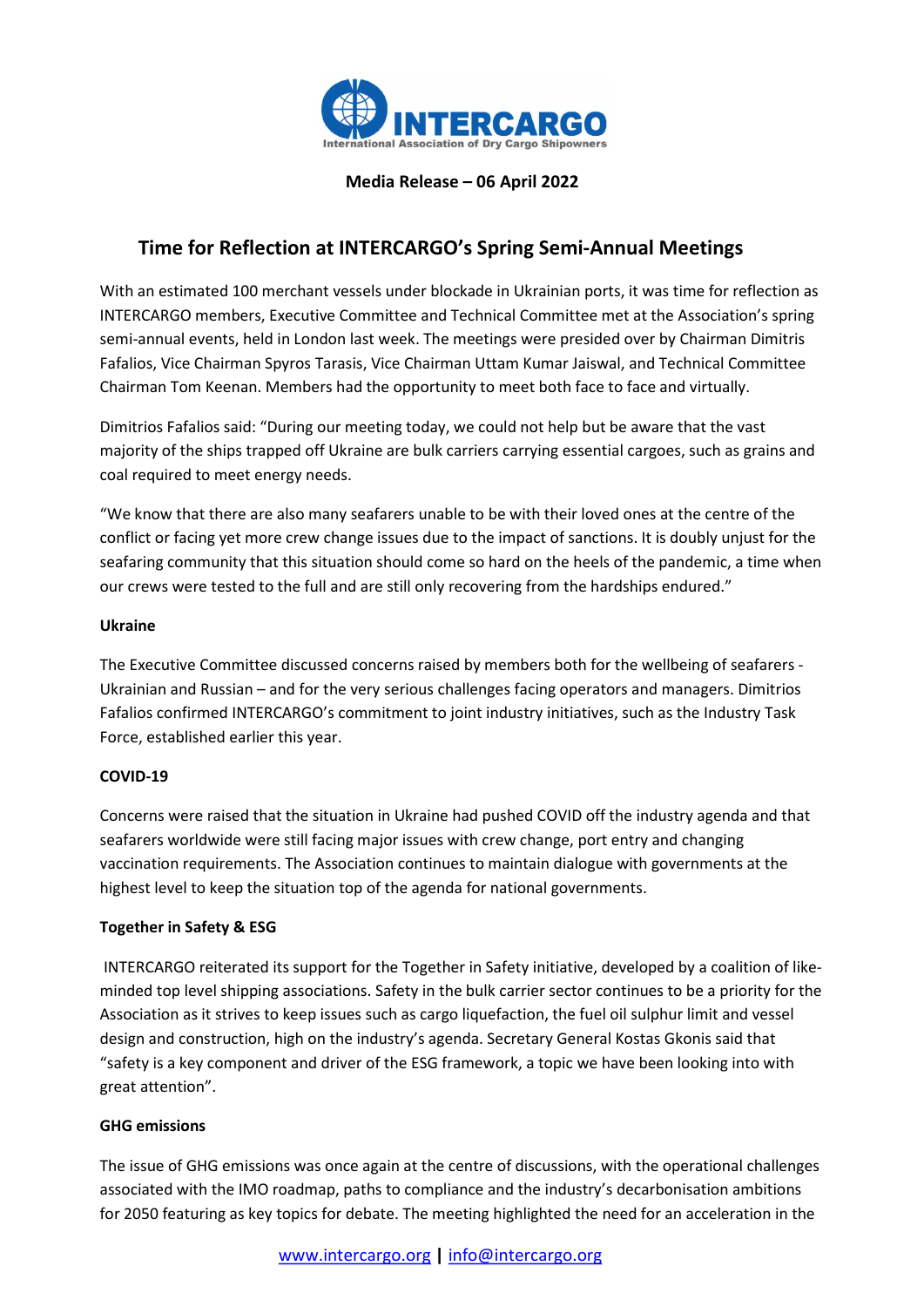INTERCARGO

International Association of Dry Cargo Shipowners

**Media Release – 06 April 2022**

# Time for Reflection at INTERCARGO's Spring Semi-Annual Meetings

With an estimated 100 merchant vessels under blockade in Ukrainian ports, it was time for reflection as INTERCARGO members, Executive Committee and Technical Committee met at the Association's spring semi-annual events, held in London last week. The meetings were presided over by Chairman Dimitris Fafalios, Vice Chairman Spyros Tarasis, Vice Chairman Uttam Kumar Jaiswal, and Technical Committee Chairman Tom Keenan. Members had the opportunity to meet both face to face and virtually.

Dimitrios Fafalios said: "During our meeting today, we could not help but be aware that the vast majority of the ships trapped off Ukraine are bulk carriers carrying essential cargoes, such as grains and coal required to meet energy needs.

"We know that there are also many seafarers unable to be with their loved ones at the centre of the conflict or facing yet more crew change issues due to the impact of sanctions. It is doubly unjust for the seafaring community that this situation should come so hard on the heels of the pandemic, a time when our crews were tested to the full and are still only recovering from the hardships endured."

**Ukraine**

The Executive Committee discussed concerns raised by members both for the wellbeing of seafarers - Ukrainian and Russian – and for the very serious challenges facing operators and managers. Dimitrios Fafalios confirmed INTERCARGO's commitment to joint industry initiatives, such as the Industry Task Force, established earlier this year.

**COVID-19**

Concerns were raised that the situation in Ukraine had pushed COVID off the industry agenda and that seafarers worldwide were still facing major issues with crew change, port entry and changing vaccination requirements. The Association continues to maintain dialogue with governments at the highest level to keep the situation top of the agenda for national governments.

**Together in Safety & ESG**

INTERCARGO reiterated its support for the Together in Safety initiative, developed by a coalition of like-minded top level shipping associations. Safety in the bulk carrier sector continues to be a priority for the Association as it strives to keep issues such as cargo liquefaction, the fuel oil sulphur limit and vessel design and construction, high on the industry's agenda. Secretary General Kostas Gkonis said that "safety is a key component and driver of the ESG framework, a topic we have been looking into with great attention".

**GHG emissions**

The issue of GHG emissions was once again at the centre of discussions, with the operational challenges associated with the IMO roadmap, paths to compliance and the industry's decarbonisation ambitions for 2050 featuring as key topics for debate. The meeting highlighted the need for an acceleration in the

www.intercargo.org | info@intercargo.org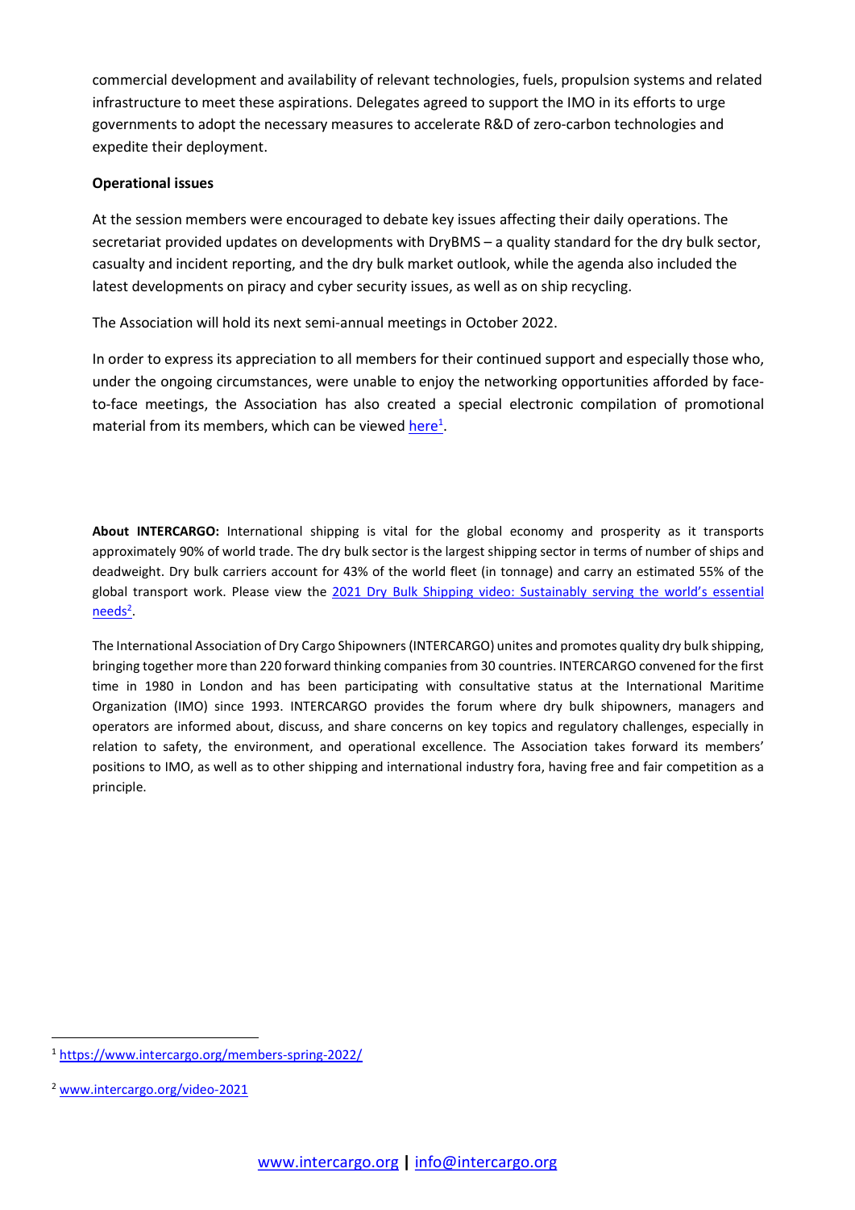commercial development and availability of relevant technologies, fuels, propulsion systems and related infrastructure to meet these aspirations. Delegates agreed to support the IMO in its efforts to urge governments to adopt the necessary measures to accelerate R&D of zero-carbon technologies and expedite their deployment.

**Operational issues**

At the session members were encouraged to debate key issues affecting their daily operations. The secretariat provided updates on developments with DryBMS – a quality standard for the dry bulk sector, casualty and incident reporting, and the dry bulk market outlook, while the agenda also included the latest developments on piracy and cyber security issues, as well as on ship recycling.

The Association will hold its next semi-annual meetings in October 2022.

In order to express its appreciation to all members for their continued support and especially those who, under the ongoing circumstances, were unable to enjoy the networking opportunities afforded by face-to-face meetings, the Association has also created a special electronic compilation of promotional material from its members, which can be viewed here[1].

**About INTERCARGO:** International shipping is vital for the global economy and prosperity as it transports approximately 90% of world trade. The dry bulk sector is the largest shipping sector in terms of number of ships and deadweight. Dry bulk carriers account for 43% of the world fleet (in tonnage) and carry an estimated 55% of the global transport work. Please view the 2021 Dry Bulk Shipping video: Sustainably serving the world's essential needs[2].

The International Association of Dry Cargo Shipowners (INTERCARGO) unites and promotes quality dry bulk shipping, bringing together more than 220 forward thinking companies from 30 countries. INTERCARGO convened for the first time in 1980 in London and has been participating with consultative status at the International Maritime Organization (IMO) since 1993. INTERCARGO provides the forum where dry bulk shipowners, managers and operators are informed about, discuss, and share concerns on key topics and regulatory challenges, especially in relation to safety, the environment, and operational excellence. The Association takes forward its members' positions to IMO, as well as to other shipping and international industry fora, having free and fair competition as a principle.

---

[1] https://www.intercargo.org/members-spring-2022/

[2] www.intercargo.org/video-2021

www.intercargo.org | info@intercargo.org